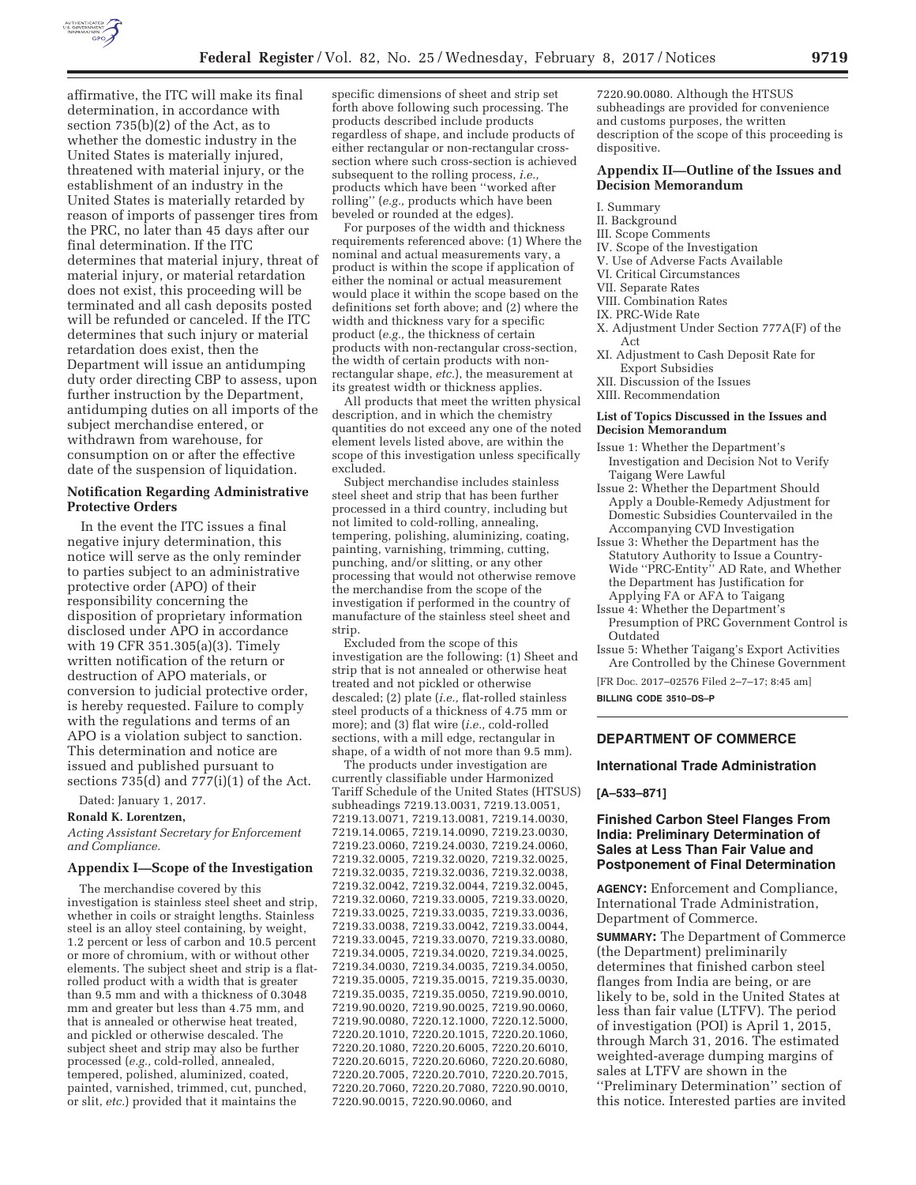affirmative, the ITC will make its final determination, in accordance with section 735(b)(2) of the Act, as to whether the domestic industry in the United States is materially injured, threatened with material injury, or the establishment of an industry in the United States is materially retarded by reason of imports of passenger tires from the PRC, no later than 45 days after our final determination. If the ITC determines that material injury, threat of material injury, or material retardation does not exist, this proceeding will be terminated and all cash deposits posted will be refunded or canceled. If the ITC determines that such injury or material retardation does exist, then the Department will issue an antidumping duty order directing CBP to assess, upon further instruction by the Department, antidumping duties on all imports of the subject merchandise entered, or withdrawn from warehouse, for consumption on or after the effective date of the suspension of liquidation.

### Notification Regarding Administrative Protective Orders

In the event the ITC issues a final negative injury determination, this notice will serve as the only reminder to parties subject to an administrative protective order (APO) of their responsibility concerning the disposition of proprietary information disclosed under APO in accordance with 19 CFR 351.305(a)(3). Timely written notification of the return or destruction of APO materials, or conversion to judicial protective order, is hereby requested. Failure to comply with the regulations and terms of an APO is a violation subject to sanction. This determination and notice are issued and published pursuant to sections 735(d) and 777(i)(1) of the Act.

Dated: January 1, 2017.

**Ronald K. Lorentzen,**

*Acting Assistant Secretary for Enforcement and Compliance.*

### Appendix I—Scope of the Investigation

The merchandise covered by this investigation is stainless steel sheet and strip, whether in coils or straight lengths. Stainless steel is an alloy steel containing, by weight, 1.2 percent or less of carbon and 10.5 percent or more of chromium, with or without other elements. The subject sheet and strip is a flat-rolled product with a width that is greater than 9.5 mm and with a thickness of 0.3048 mm and greater but less than 4.75 mm, and that is annealed or otherwise heat treated, and pickled or otherwise descaled. The subject sheet and strip may also be further processed (*e.g.,* cold-rolled, annealed, tempered, polished, aluminized, coated, painted, varnished, trimmed, cut, punched, or slit, *etc.*) provided that it maintains the specific dimensions of sheet and strip set forth above following such processing. The products described include products regardless of shape, and include products of either rectangular or non-rectangular cross-section where such cross-section is achieved subsequent to the rolling process, *i.e.,* products which have been ''worked after rolling'' (*e.g.,* products which have been beveled or rounded at the edges).

For purposes of the width and thickness requirements referenced above: (1) Where the nominal and actual measurements vary, a product is within the scope if application of either the nominal or actual measurement would place it within the scope based on the definitions set forth above; and (2) where the width and thickness vary for a specific product (*e.g.,* the thickness of certain products with non-rectangular cross-section, the width of certain products with non-rectangular shape, *etc.*), the measurement at its greatest width or thickness applies.

All products that meet the written physical description, and in which the chemistry quantities do not exceed any one of the noted element levels listed above, are within the scope of this investigation unless specifically excluded.

Subject merchandise includes stainless steel sheet and strip that has been further processed in a third country, including but not limited to cold-rolling, annealing, tempering, polishing, aluminizing, coating, painting, varnishing, trimming, cutting, punching, and/or slitting, or any other processing that would not otherwise remove the merchandise from the scope of the investigation if performed in the country of manufacture of the stainless steel sheet and strip.

Excluded from the scope of this investigation are the following: (1) Sheet and strip that is not annealed or otherwise heat treated and not pickled or otherwise descaled; (2) plate (*i.e.,* flat-rolled stainless steel products of a thickness of 4.75 mm or more); and (3) flat wire (*i.e.,* cold-rolled sections, with a mill edge, rectangular in shape, of a width of not more than 9.5 mm).

The products under investigation are currently classifiable under Harmonized Tariff Schedule of the United States (HTSUS) subheadings 7219.13.0031, 7219.13.0051, 7219.13.0071, 7219.13.0081, 7219.14.0030, 7219.14.0065, 7219.14.0090, 7219.23.0030, 7219.23.0060, 7219.24.0030, 7219.24.0060, 7219.32.0005, 7219.32.0020, 7219.32.0025, 7219.32.0035, 7219.32.0036, 7219.32.0038, 7219.32.0042, 7219.32.0044, 7219.32.0045, 7219.32.0060, 7219.33.0005, 7219.33.0020, 7219.33.0025, 7219.33.0035, 7219.33.0036, 7219.33.0038, 7219.33.0042, 7219.33.0044, 7219.33.0045, 7219.33.0070, 7219.33.0080, 7219.34.0005, 7219.34.0020, 7219.34.0025, 7219.34.0030, 7219.34.0035, 7219.34.0050, 7219.35.0005, 7219.35.0015, 7219.35.0030, 7219.35.0035, 7219.35.0050, 7219.90.0010, 7219.90.0020, 7219.90.0025, 7219.90.0060, 7219.90.0080, 7220.12.1000, 7220.12.5000, 7220.20.1010, 7220.20.1015, 7220.20.1060, 7220.20.1080, 7220.20.6005, 7220.20.6010, 7220.20.6015, 7220.20.6060, 7220.20.6080, 7220.20.7005, 7220.20.7010, 7220.20.7015, 7220.20.7060, 7220.20.7080, 7220.90.0010, 7220.90.0015, 7220.90.0060, and 7220.90.0080. Although the HTSUS subheadings are provided for convenience and customs purposes, the written description of the scope of this proceeding is dispositive.

### Appendix II—Outline of the Issues and Decision Memorandum

I. Summary
II. Background
III. Scope Comments
IV. Scope of the Investigation
V. Use of Adverse Facts Available
VI. Critical Circumstances
VII. Separate Rates
VIII. Combination Rates
IX. PRC-Wide Rate
X. Adjustment Under Section 777A(F) of the Act
XI. Adjustment to Cash Deposit Rate for Export Subsidies
XII. Discussion of the Issues
XIII. Recommendation

#### List of Topics Discussed in the Issues and Decision Memorandum

Issue 1: Whether the Department's Investigation and Decision Not to Verify Taigang Were Lawful
Issue 2: Whether the Department Should Apply a Double-Remedy Adjustment for Domestic Subsidies Countervailed in the Accompanying CVD Investigation
Issue 3: Whether the Department has the Statutory Authority to Issue a Country-Wide ''PRC-Entity'' AD Rate, and Whether the Department has Justification for Applying FA or AFA to Taigang
Issue 4: Whether the Department's Presumption of PRC Government Control is Outdated
Issue 5: Whether Taigang's Export Activities Are Controlled by the Chinese Government

[FR Doc. 2017–02576 Filed 2–7–17; 8:45 am]

**BILLING CODE 3510–DS–P**

---

## DEPARTMENT OF COMMERCE

### International Trade Administration

**[A–533–871]**

### Finished Carbon Steel Flanges From India: Preliminary Determination of Sales at Less Than Fair Value and Postponement of Final Determination

**AGENCY:** Enforcement and Compliance, International Trade Administration, Department of Commerce.

**SUMMARY:** The Department of Commerce (the Department) preliminarily determines that finished carbon steel flanges from India are being, or are likely to be, sold in the United States at less than fair value (LTFV). The period of investigation (POI) is April 1, 2015, through March 31, 2016. The estimated weighted-average dumping margins of sales at LTFV are shown in the ''Preliminary Determination'' section of this notice. Interested parties are invited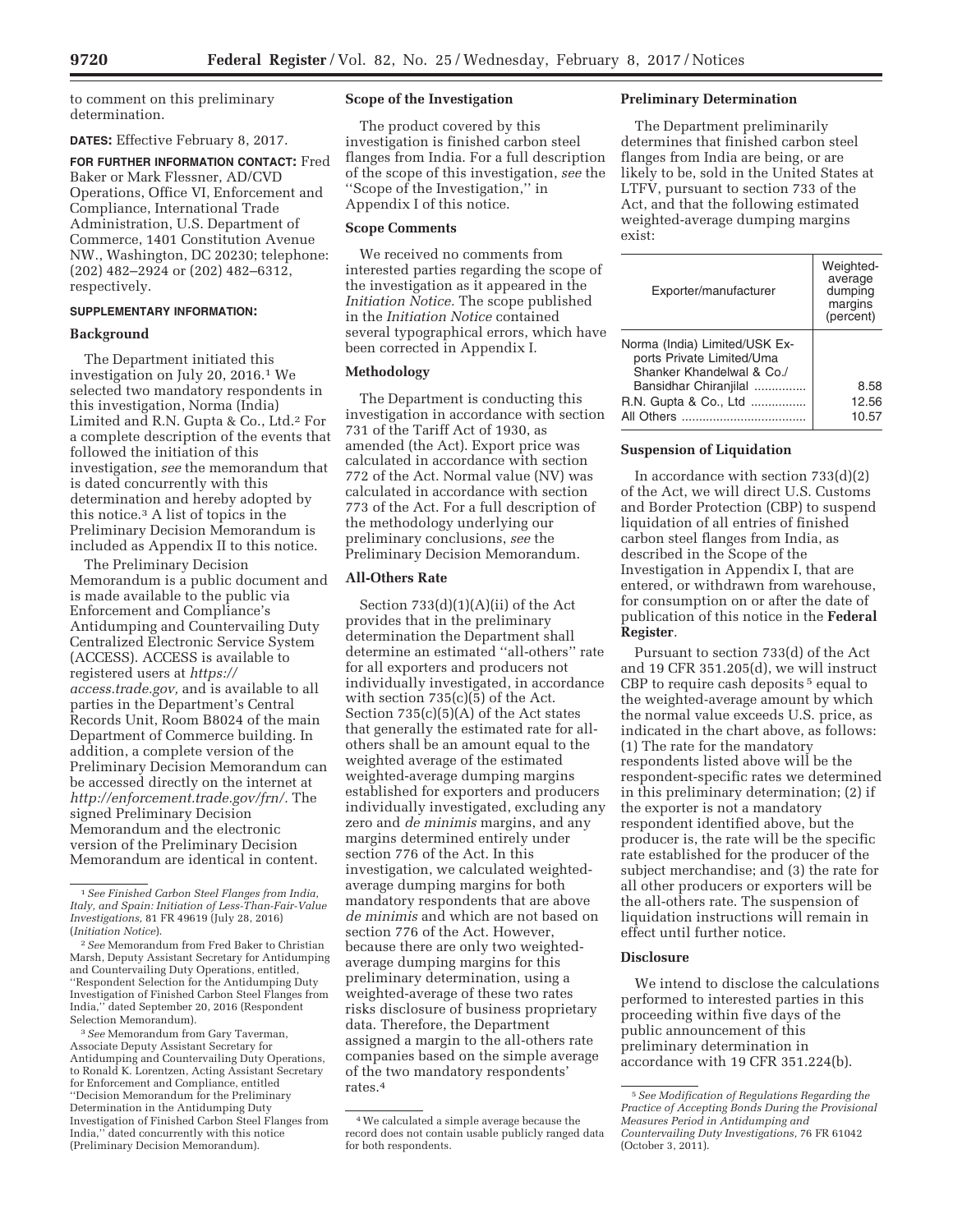to comment on this preliminary determination.

**DATES:** Effective February 8, 2017.

**FOR FURTHER INFORMATION CONTACT:** Fred Baker or Mark Flessner, AD/CVD Operations, Office VI, Enforcement and Compliance, International Trade Administration, U.S. Department of Commerce, 1401 Constitution Avenue NW., Washington, DC 20230; telephone: (202) 482–2924 or (202) 482–6312, respectively.

**SUPPLEMENTARY INFORMATION:**

## Background

The Department initiated this investigation on July 20, 2016.[1] We selected two mandatory respondents in this investigation, Norma (India) Limited and R.N. Gupta & Co., Ltd.[2] For a complete description of the events that followed the initiation of this investigation, *see* the memorandum that is dated concurrently with this determination and hereby adopted by this notice.[3] A list of topics in the Preliminary Decision Memorandum is included as Appendix II to this notice.

The Preliminary Decision Memorandum is a public document and is made available to the public via Enforcement and Compliance's Antidumping and Countervailing Duty Centralized Electronic Service System (ACCESS). ACCESS is available to registered users at *https://access.trade.gov,* and is available to all parties in the Department's Central Records Unit, Room B8024 of the main Department of Commerce building. In addition, a complete version of the Preliminary Decision Memorandum can be accessed directly on the internet at *http://enforcement.trade.gov/frn/*. The signed Preliminary Decision Memorandum and the electronic version of the Preliminary Decision Memorandum are identical in content.

## Scope of the Investigation

The product covered by this investigation is finished carbon steel flanges from India. For a full description of the scope of this investigation, *see* the ''Scope of the Investigation,'' in Appendix I of this notice.

## Scope Comments

We received no comments from interested parties regarding the scope of the investigation as it appeared in the *Initiation Notice.* The scope published in the *Initiation Notice* contained several typographical errors, which have been corrected in Appendix I.

## Methodology

The Department is conducting this investigation in accordance with section 731 of the Tariff Act of 1930, as amended (the Act). Export price was calculated in accordance with section 772 of the Act. Normal value (NV) was calculated in accordance with section 773 of the Act. For a full description of the methodology underlying our preliminary conclusions, *see* the Preliminary Decision Memorandum.

## All-Others Rate

Section 733(d)(1)(A)(ii) of the Act provides that in the preliminary determination the Department shall determine an estimated ''all-others'' rate for all exporters and producers not individually investigated, in accordance with section 735(c)(5) of the Act. Section 735(c)(5)(A) of the Act states that generally the estimated rate for all-others shall be an amount equal to the weighted average of the estimated weighted-average dumping margins established for exporters and producers individually investigated, excluding any zero and *de minimis* margins, and any margins determined entirely under section 776 of the Act. In this investigation, we calculated weighted-average dumping margins for both mandatory respondents that are above *de minimis* and which are not based on section 776 of the Act. However, because there are only two weighted-average dumping margins for this preliminary determination, using a weighted-average of these two rates risks disclosure of business proprietary data. Therefore, the Department assigned a margin to the all-others rate companies based on the simple average of the two mandatory respondents' rates.[4]

## Preliminary Determination

The Department preliminarily determines that finished carbon steel flanges from India are being, or are likely to be, sold in the United States at LTFV, pursuant to section 733 of the Act, and that the following estimated weighted-average dumping margins exist:

| Exporter/manufacturer | Weighted-average dumping margins (percent) |
|---|---|
| Norma (India) Limited/USK Exports Private Limited/Uma Shanker Khandelwal & Co./Bansidhar Chiranjilal | 8.58 |
| R.N. Gupta & Co., Ltd | 12.56 |
| All Others | 10.57 |

## Suspension of Liquidation

In accordance with section 733(d)(2) of the Act, we will direct U.S. Customs and Border Protection (CBP) to suspend liquidation of all entries of finished carbon steel flanges from India, as described in the Scope of the Investigation in Appendix I, that are entered, or withdrawn from warehouse, for consumption on or after the date of publication of this notice in the **Federal Register**.

Pursuant to section 733(d) of the Act and 19 CFR 351.205(d), we will instruct CBP to require cash deposits[5] equal to the weighted-average amount by which the normal value exceeds U.S. price, as indicated in the chart above, as follows: (1) The rate for the mandatory respondents listed above will be the respondent-specific rates we determined in this preliminary determination; (2) if the exporter is not a mandatory respondent identified above, but the producer is, the rate will be the specific rate established for the producer of the subject merchandise; and (3) the rate for all other producers or exporters will be the all-others rate. The suspension of liquidation instructions will remain in effect until further notice.

## Disclosure

We intend to disclose the calculations performed to interested parties in this proceeding within five days of the public announcement of this preliminary determination in accordance with 19 CFR 351.224(b).

---

[1] *See Finished Carbon Steel Flanges from India, Italy, and Spain: Initiation of Less-Than-Fair-Value Investigations,* 81 FR 49619 (July 28, 2016) (*Initiation Notice*).

[2] *See* Memorandum from Fred Baker to Christian Marsh, Deputy Assistant Secretary for Antidumping and Countervailing Duty Operations, entitled, ''Respondent Selection for the Antidumping Duty Investigation of Finished Carbon Steel Flanges from India,'' dated September 20, 2016 (Respondent Selection Memorandum).

[3] *See* Memorandum from Gary Taverman, Associate Deputy Assistant Secretary for Antidumping and Countervailing Duty Operations, to Ronald K. Lorentzen, Acting Assistant Secretary for Enforcement and Compliance, entitled ''Decision Memorandum for the Preliminary Determination in the Antidumping Duty Investigation of Finished Carbon Steel Flanges from India,'' dated concurrently with this notice (Preliminary Decision Memorandum).

[4] We calculated a simple average because the record does not contain usable publicly ranged data for both respondents.

[5] *See Modification of Regulations Regarding the Practice of Accepting Bonds During the Provisional Measures Period in Antidumping and Countervailing Duty Investigations,* 76 FR 61042 (October 3, 2011).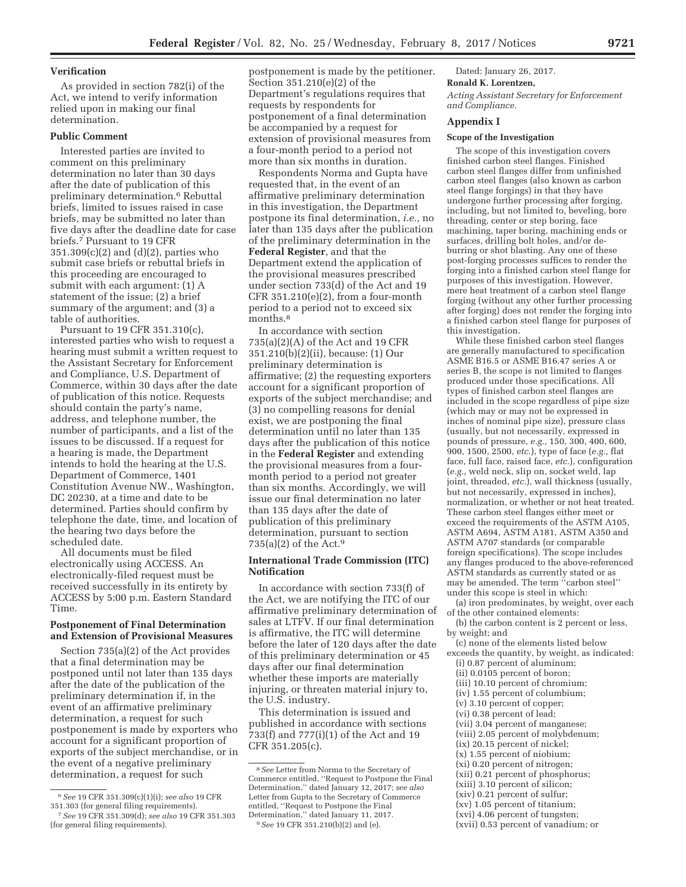### Verification

As provided in section 782(i) of the Act, we intend to verify information relied upon in making our final determination.

### Public Comment

Interested parties are invited to comment on this preliminary determination no later than 30 days after the date of publication of this preliminary determination.[6] Rebuttal briefs, limited to issues raised in case briefs, may be submitted no later than five days after the deadline date for case briefs.[7] Pursuant to 19 CFR 351.309(c)(2) and (d)(2), parties who submit case briefs or rebuttal briefs in this proceeding are encouraged to submit with each argument: (1) A statement of the issue; (2) a brief summary of the argument; and (3) a table of authorities.

Pursuant to 19 CFR 351.310(c), interested parties who wish to request a hearing must submit a written request to the Assistant Secretary for Enforcement and Compliance, U.S. Department of Commerce, within 30 days after the date of publication of this notice. Requests should contain the party's name, address, and telephone number, the number of participants, and a list of the issues to be discussed. If a request for a hearing is made, the Department intends to hold the hearing at the U.S. Department of Commerce, 1401 Constitution Avenue NW., Washington, DC 20230, at a time and date to be determined. Parties should confirm by telephone the date, time, and location of the hearing two days before the scheduled date.

All documents must be filed electronically using ACCESS. An electronically-filed request must be received successfully in its entirety by ACCESS by 5:00 p.m. Eastern Standard Time.

### Postponement of Final Determination and Extension of Provisional Measures

Section 735(a)(2) of the Act provides that a final determination may be postponed until not later than 135 days after the date of the publication of the preliminary determination if, in the event of an affirmative preliminary determination, a request for such postponement is made by exporters who account for a significant proportion of exports of the subject merchandise, or in the event of a negative preliminary determination, a request for such postponement is made by the petitioner. Section 351.210(e)(2) of the Department's regulations requires that requests by respondents for postponement of a final determination be accompanied by a request for extension of provisional measures from a four-month period to a period not more than six months in duration.

Respondents Norma and Gupta have requested that, in the event of an affirmative preliminary determination in this investigation, the Department postpone its final determination, *i.e.,* no later than 135 days after the publication of the preliminary determination in the **Federal Register**, and that the Department extend the application of the provisional measures prescribed under section 733(d) of the Act and 19 CFR 351.210(e)(2), from a four-month period to a period not to exceed six months.[8]

In accordance with section 735(a)(2)(A) of the Act and 19 CFR 351.210(b)(2)(ii), because: (1) Our preliminary determination is affirmative; (2) the requesting exporters account for a significant proportion of exports of the subject merchandise; and (3) no compelling reasons for denial exist, we are postponing the final determination until no later than 135 days after the publication of this notice in the **Federal Register** and extending the provisional measures from a four-month period to a period not greater than six months. Accordingly, we will issue our final determination no later than 135 days after the date of publication of this preliminary determination, pursuant to section 735(a)(2) of the Act.[9]

### International Trade Commission (ITC) Notification

In accordance with section 733(f) of the Act, we are notifying the ITC of our affirmative preliminary determination of sales at LTFV. If our final determination is affirmative, the ITC will determine before the later of 120 days after the date of this preliminary determination or 45 days after our final determination whether these imports are materially injuring, or threaten material injury to, the U.S. industry.

This determination is issued and published in accordance with sections 733(f) and 777(i)(1) of the Act and 19 CFR 351.205(c).

Dated: January 26, 2017.

**Ronald K. Lorentzen,**

*Acting Assistant Secretary for Enforcement and Compliance.*

## Appendix I

### Scope of the Investigation

The scope of this investigation covers finished carbon steel flanges. Finished carbon steel flanges differ from unfinished carbon steel flanges (also known as carbon steel flange forgings) in that they have undergone further processing after forging, including, but not limited to, beveling, bore threading, center or step boring, face machining, taper boring, machining ends or surfaces, drilling bolt holes, and/or de-burring or shot blasting. Any one of these post-forging processes suffices to render the forging into a finished carbon steel flange for purposes of this investigation. However, mere heat treatment of a carbon steel flange forging (without any other further processing after forging) does not render the forging into a finished carbon steel flange for purposes of this investigation.

While these finished carbon steel flanges are generally manufactured to specification ASME B16.5 or ASME B16.47 series A or series B, the scope is not limited to flanges produced under those specifications. All types of finished carbon steel flanges are included in the scope regardless of pipe size (which may or may not be expressed in inches of nominal pipe size), pressure class (usually, but not necessarily, expressed in pounds of pressure, *e.g.,* 150, 300, 400, 600, 900, 1500, 2500, *etc.*), type of face (*e.g.,* flat face, full face, raised face, *etc.*), configuration (*e.g.,* weld neck, slip on, socket weld, lap joint, threaded, *etc.*), wall thickness (usually, but not necessarily, expressed in inches), normalization, or whether or not heat treated. These carbon steel flanges either meet or exceed the requirements of the ASTM A105, ASTM A694, ASTM A181, ASTM A350 and ASTM A707 standards (or comparable foreign specifications). The scope includes any flanges produced to the above-referenced ASTM standards as currently stated or as may be amended. The term "carbon steel" under this scope is steel in which:

(a) iron predominates, by weight, over each of the other contained elements:

(b) the carbon content is 2 percent or less, by weight; and

(c) none of the elements listed below exceeds the quantity, by weight, as indicated:

(i) 0.87 percent of aluminum;
(ii) 0.0105 percent of boron;
(iii) 10.10 percent of chromium;
(iv) 1.55 percent of columbium;
(v) 3.10 percent of copper;
(vi) 0.38 percent of lead;
(vii) 3.04 percent of manganese;
(viii) 2.05 percent of molybdenum;
(ix) 20.15 percent of nickel;
(x) 1.55 percent of niobium;
(xi) 0.20 percent of nitrogen;
(xii) 0.21 percent of phosphorus;
(xiii) 3.10 percent of silicon;
(xiv) 0.21 percent of sulfur;
(xv) 1.05 percent of titanium;
(xvi) 4.06 percent of tungsten;
(xvii) 0.53 percent of vanadium; or

---

[6] *See* 19 CFR 351.309(c)(1)(i); *see also* 19 CFR 351.303 (for general filing requirements).

[7] *See* 19 CFR 351.309(d); *see also* 19 CFR 351.303 (for general filing requirements).

[8] *See* Letter from Norma to the Secretary of Commerce entitled, "Request to Postpone the Final Determination," dated January 12, 2017; *see also* Letter from Gupta to the Secretary of Commerce entitled, "Request to Postpone the Final Determination," dated January 11, 2017.

[9] *See* 19 CFR 351.210(b)(2) and (e).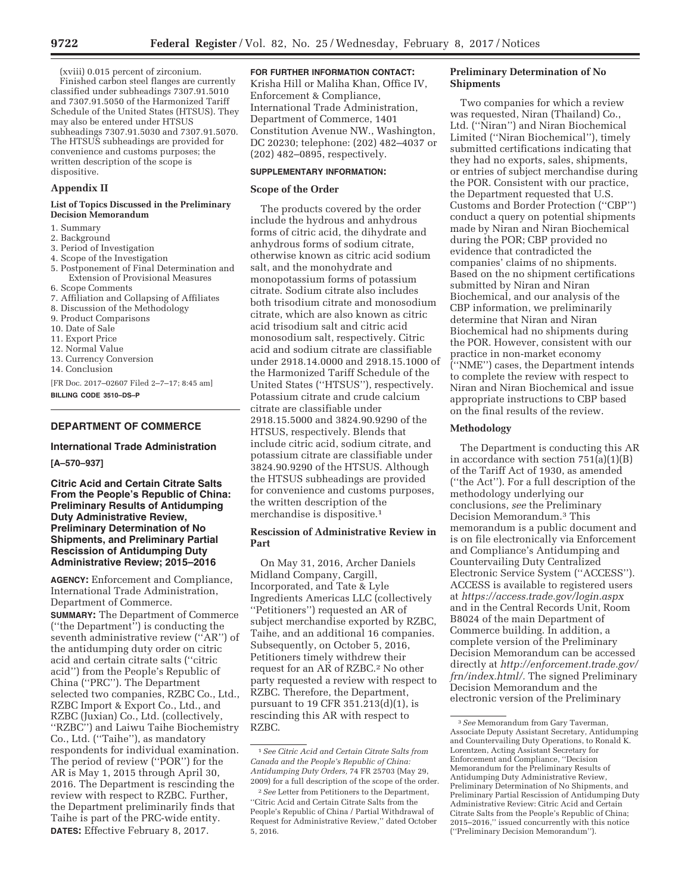(xviii) 0.015 percent of zirconium.

Finished carbon steel flanges are currently classified under subheadings 7307.91.5010 and 7307.91.5050 of the Harmonized Tariff Schedule of the United States (HTSUS). They may also be entered under HTSUS subheadings 7307.91.5030 and 7307.91.5070. The HTSUS subheadings are provided for convenience and customs purposes; the written description of the scope is dispositive.

## Appendix II

### List of Topics Discussed in the Preliminary Decision Memorandum

1. Summary
2. Background
3. Period of Investigation
4. Scope of the Investigation
5. Postponement of Final Determination and Extension of Provisional Measures
6. Scope Comments
7. Affiliation and Collapsing of Affiliates
8. Discussion of the Methodology
9. Product Comparisons
10. Date of Sale
11. Export Price
12. Normal Value
13. Currency Conversion
14. Conclusion

[FR Doc. 2017–02607 Filed 2–7–17; 8:45 am]

**BILLING CODE 3510–DS–P**

## DEPARTMENT OF COMMERCE

### International Trade Administration

**[A–570–937]**

### Citric Acid and Certain Citrate Salts From the People's Republic of China: Preliminary Results of Antidumping Duty Administrative Review, Preliminary Determination of No Shipments, and Preliminary Partial Rescission of Antidumping Duty Administrative Review; 2015–2016

**AGENCY:** Enforcement and Compliance, International Trade Administration, Department of Commerce.

**SUMMARY:** The Department of Commerce (''the Department'') is conducting the seventh administrative review (''AR'') of the antidumping duty order on citric acid and certain citrate salts (''citric acid'') from the People's Republic of China (''PRC''). The Department selected two companies, RZBC Co., Ltd., RZBC Import & Export Co., Ltd., and RZBC (Juxian) Co., Ltd. (collectively, ''RZBC'') and Laiwu Taihe Biochemistry Co., Ltd. (''Taihe''), as mandatory respondents for individual examination. The period of review (''POR'') for the AR is May 1, 2015 through April 30, 2016. The Department is rescinding the review with respect to RZBC. Further, the Department preliminarily finds that Taihe is part of the PRC-wide entity.

**DATES:** Effective February 8, 2017.

**FOR FURTHER INFORMATION CONTACT:** Krisha Hill or Maliha Khan, Office IV, Enforcement & Compliance, International Trade Administration, Department of Commerce, 1401 Constitution Avenue NW., Washington, DC 20230; telephone: (202) 482–4037 or (202) 482–0895, respectively.

**SUPPLEMENTARY INFORMATION:**

### Scope of the Order

The products covered by the order include the hydrous and anhydrous forms of citric acid, the dihydrate and anhydrous forms of sodium citrate, otherwise known as citric acid sodium salt, and the monohydrate and monopotassium forms of potassium citrate. Sodium citrate also includes both trisodium citrate and monosodium citrate, which are also known as citric acid trisodium salt and citric acid monosodium salt, respectively. Citric acid and sodium citrate are classifiable under 2918.14.0000 and 2918.15.1000 of the Harmonized Tariff Schedule of the United States (''HTSUS''), respectively. Potassium citrate and crude calcium citrate are classifiable under 2918.15.5000 and 3824.90.9290 of the HTSUS, respectively. Blends that include citric acid, sodium citrate, and potassium citrate are classifiable under 3824.90.9290 of the HTSUS. Although the HTSUS subheadings are provided for convenience and customs purposes, the written description of the merchandise is dispositive.[1]

### Rescission of Administrative Review in Part

On May 31, 2016, Archer Daniels Midland Company, Cargill, Incorporated, and Tate & Lyle Ingredients Americas LLC (collectively ''Petitioners'') requested an AR of subject merchandise exported by RZBC, Taihe, and an additional 16 companies. Subsequently, on October 5, 2016, Petitioners timely withdrew their request for an AR of RZBC.[2] No other party requested a review with respect to RZBC. Therefore, the Department, pursuant to 19 CFR 351.213(d)(1), is rescinding this AR with respect to RZBC.

[1] *See Citric Acid and Certain Citrate Salts from Canada and the People's Republic of China: Antidumping Duty Orders,* 74 FR 25703 (May 29, 2009) for a full description of the scope of the order.

[2] *See* Letter from Petitioners to the Department, ''Citric Acid and Certain Citrate Salts from the People's Republic of China / Partial Withdrawal of Request for Administrative Review,'' dated October 5, 2016.

### Preliminary Determination of No Shipments

Two companies for which a review was requested, Niran (Thailand) Co., Ltd. (''Niran'') and Niran Biochemical Limited (''Niran Biochemical''), timely submitted certifications indicating that they had no exports, sales, shipments, or entries of subject merchandise during the POR. Consistent with our practice, the Department requested that U.S. Customs and Border Protection (''CBP'') conduct a query on potential shipments made by Niran and Niran Biochemical during the POR; CBP provided no evidence that contradicted the companies' claims of no shipments. Based on the no shipment certifications submitted by Niran and Niran Biochemical, and our analysis of the CBP information, we preliminarily determine that Niran and Niran Biochemical had no shipments during the POR. However, consistent with our practice in non-market economy (''NME'') cases, the Department intends to complete the review with respect to Niran and Niran Biochemical and issue appropriate instructions to CBP based on the final results of the review.

### Methodology

The Department is conducting this AR in accordance with section 751(a)(1)(B) of the Tariff Act of 1930, as amended (''the Act''). For a full description of the methodology underlying our conclusions, *see* the Preliminary Decision Memorandum.[3] This memorandum is a public document and is on file electronically via Enforcement and Compliance's Antidumping and Countervailing Duty Centralized Electronic Service System (''ACCESS''). ACCESS is available to registered users at *https://access.trade.gov/login.aspx* and in the Central Records Unit, Room B8024 of the main Department of Commerce building. In addition, a complete version of the Preliminary Decision Memorandum can be accessed directly at *http://enforcement.trade.gov/frn/index.html/.* The signed Preliminary Decision Memorandum and the electronic version of the Preliminary

[3] *See* Memorandum from Gary Taverman, Associate Deputy Assistant Secretary, Antidumping and Countervailing Duty Operations, to Ronald K. Lorentzen, Acting Assistant Secretary for Enforcement and Compliance, ''Decision Memorandum for the Preliminary Results of Antidumping Duty Administrative Review, Preliminary Determination of No Shipments, and Preliminary Partial Rescission of Antidumping Duty Administrative Review: Citric Acid and Certain Citrate Salts from the People's Republic of China; 2015–2016,'' issued concurrently with this notice (''Preliminary Decision Memorandum'').